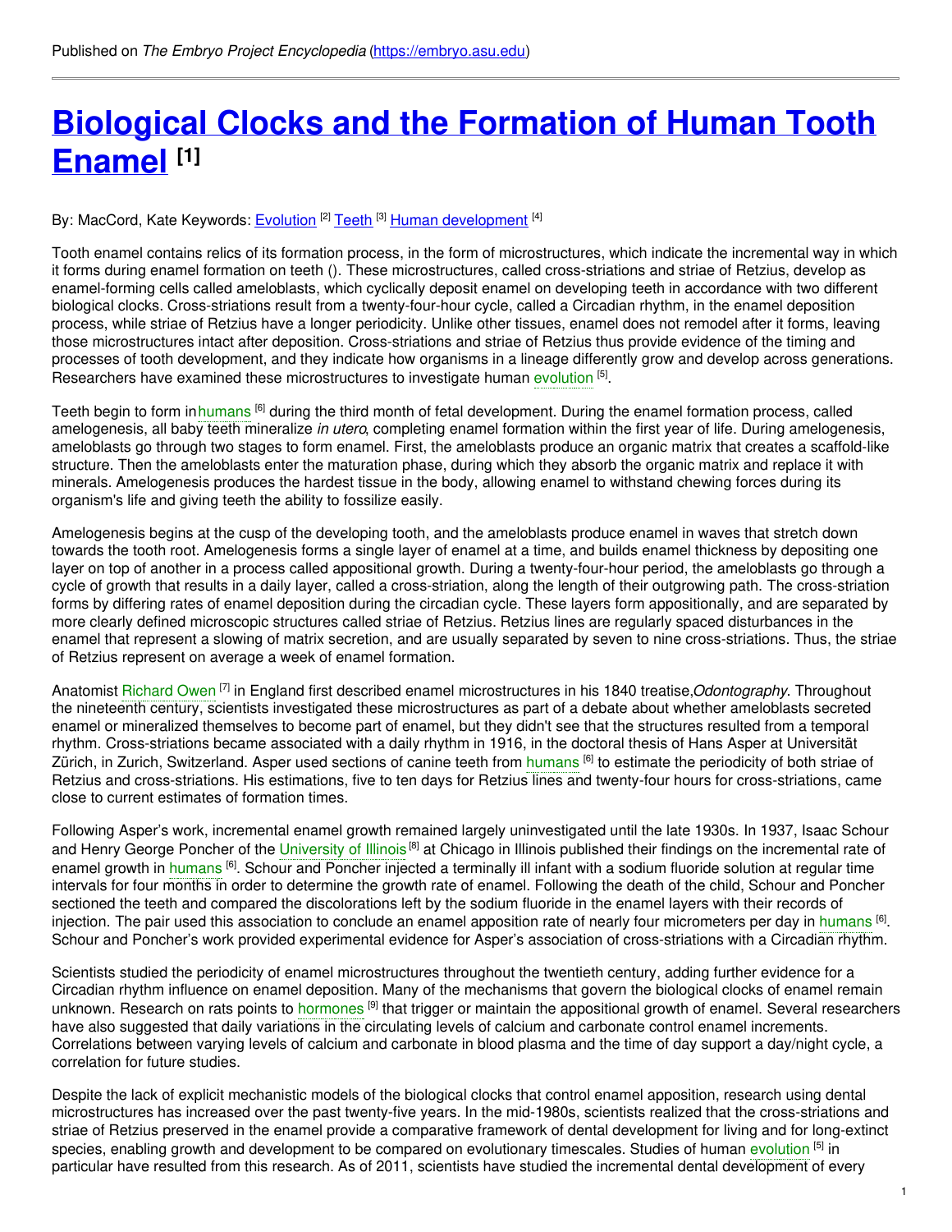Published on *The Embryo Project Encyclopedia* (https://embryo.asu.edu)

# Biological Clocks and the Formation of Human Tooth Enamel [1]

By: MacCord, Kate Keywords: Evolution [2] Teeth [3] Human development [4]

Tooth enamel contains relics of its formation process, in the form of microstructures, which indicate the incremental way in which it forms during enamel formation on teeth (). These microstructures, called cross-striations and striae of Retzius, develop as enamel-forming cells called ameloblasts, which cyclically deposit enamel on developing teeth in accordance with two different biological clocks. Cross-striations result from a twenty-four-hour cycle, called a Circadian rhythm, in the enamel deposition process, while striae of Retzius have a longer periodicity. Unlike other tissues, enamel does not remodel after it forms, leaving those microstructures intact after deposition. Cross-striations and striae of Retzius thus provide evidence of the timing and processes of tooth development, and they indicate how organisms in a lineage differently grow and develop across generations. Researchers have examined these microstructures to investigate human evolution [5].

Teeth begin to form in humans [6] during the third month of fetal development. During the enamel formation process, called amelogenesis, all baby teeth mineralize *in utero*, completing enamel formation within the first year of life. During amelogenesis, ameloblasts go through two stages to form enamel. First, the ameloblasts produce an organic matrix that creates a scaffold-like structure. Then the ameloblasts enter the maturation phase, during which they absorb the organic matrix and replace it with minerals. Amelogenesis produces the hardest tissue in the body, allowing enamel to withstand chewing forces during its organism's life and giving teeth the ability to fossilize easily.

Amelogenesis begins at the cusp of the developing tooth, and the ameloblasts produce enamel in waves that stretch down towards the tooth root. Amelogenesis forms a single layer of enamel at a time, and builds enamel thickness by depositing one layer on top of another in a process called appositional growth. During a twenty-four-hour period, the ameloblasts go through a cycle of growth that results in a daily layer, called a cross-striation, along the length of their outgrowing path. The cross-striation forms by differing rates of enamel deposition during the circadian cycle. These layers form appositionally, and are separated by more clearly defined microscopic structures called striae of Retzius. Retzius lines are regularly spaced disturbances in the enamel that represent a slowing of matrix secretion, and are usually separated by seven to nine cross-striations. Thus, the striae of Retzius represent on average a week of enamel formation.

Anatomist Richard Owen [7] in England first described enamel microstructures in his 1840 treatise, *Odontography*. Throughout the nineteenth century, scientists investigated these microstructures as part of a debate about whether ameloblasts secreted enamel or mineralized themselves to become part of enamel, but they didn't see that the structures resulted from a temporal rhythm. Cross-striations became associated with a daily rhythm in 1916, in the doctoral thesis of Hans Asper at Universität Zürich, in Zurich, Switzerland. Asper used sections of canine teeth from humans [6] to estimate the periodicity of both striae of Retzius and cross-striations. His estimations, five to ten days for Retzius lines and twenty-four hours for cross-striations, came close to current estimates of formation times.

Following Asper's work, incremental enamel growth remained largely uninvestigated until the late 1930s. In 1937, Isaac Schour and Henry George Poncher of the University of Illinois [8] at Chicago in Illinois published their findings on the incremental rate of enamel growth in humans [6]. Schour and Poncher injected a terminally ill infant with a sodium fluoride solution at regular time intervals for four months in order to determine the growth rate of enamel. Following the death of the child, Schour and Poncher sectioned the teeth and compared the discolorations left by the sodium fluoride in the enamel layers with their records of injection. The pair used this association to conclude an enamel apposition rate of nearly four micrometers per day in humans [6]. Schour and Poncher's work provided experimental evidence for Asper's association of cross-striations with a Circadian rhythm.

Scientists studied the periodicity of enamel microstructures throughout the twentieth century, adding further evidence for a Circadian rhythm influence on enamel deposition. Many of the mechanisms that govern the biological clocks of enamel remain unknown. Research on rats points to hormones [9] that trigger or maintain the appositional growth of enamel. Several researchers have also suggested that daily variations in the circulating levels of calcium and carbonate control enamel increments. Correlations between varying levels of calcium and carbonate in blood plasma and the time of day support a day/night cycle, a correlation for future studies.

Despite the lack of explicit mechanistic models of the biological clocks that control enamel apposition, research using dental microstructures has increased over the past twenty-five years. In the mid-1980s, scientists realized that the cross-striations and striae of Retzius preserved in the enamel provide a comparative framework of dental development for living and for long-extinct species, enabling growth and development to be compared on evolutionary timescales. Studies of human evolution [5] in particular have resulted from this research. As of 2011, scientists have studied the incremental dental development of every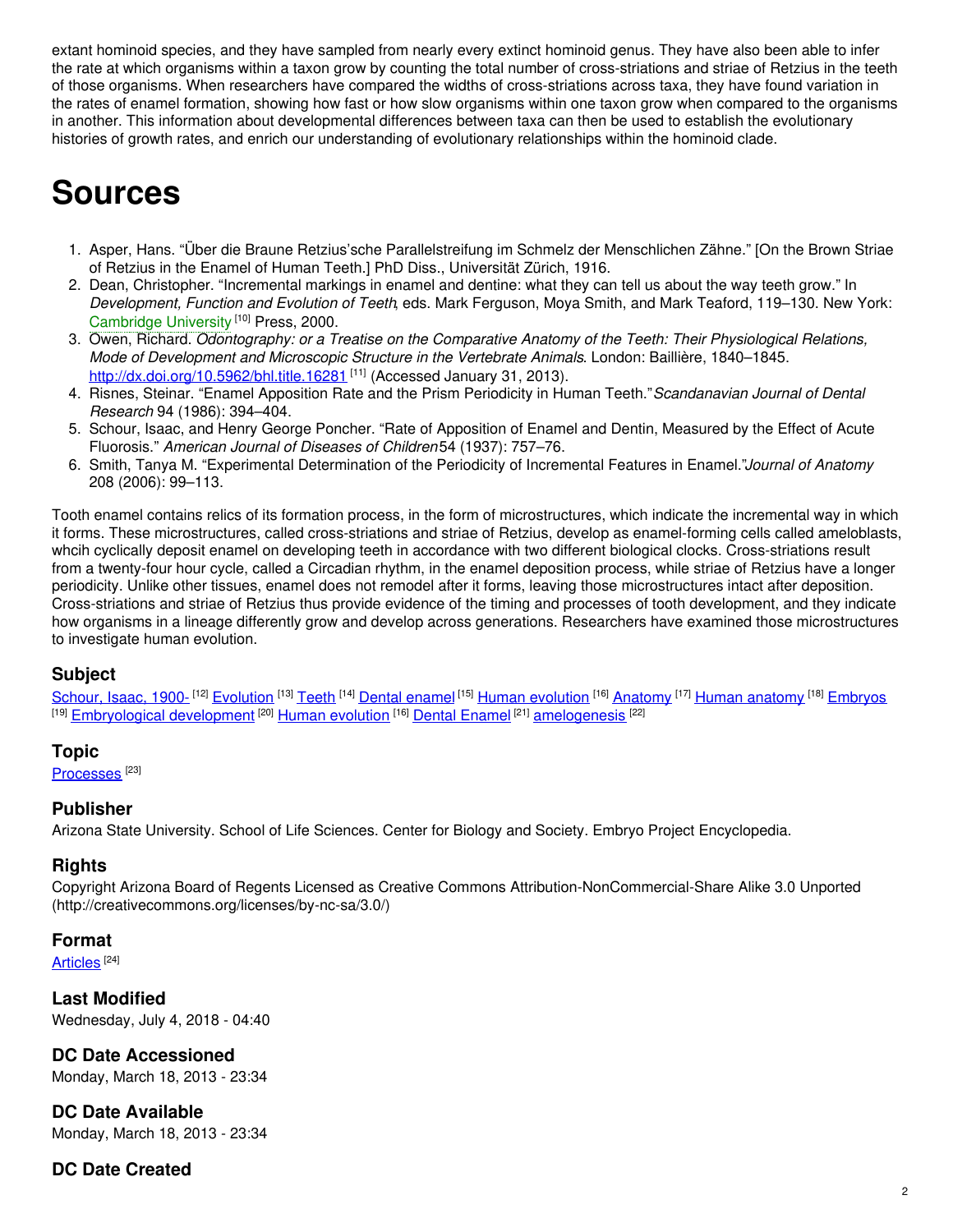extant hominoid species, and they have sampled from nearly every extinct hominoid genus. They have also been able to infer the rate at which organisms within a taxon grow by counting the total number of cross-striations and striae of Retzius in the teeth of those organisms. When researchers have compared the widths of cross-striations across taxa, they have found variation in the rates of enamel formation, showing how fast or how slow organisms within one taxon grow when compared to the organisms in another. This information about developmental differences between taxa can then be used to establish the evolutionary histories of growth rates, and enrich our understanding of evolutionary relationships within the hominoid clade.

# Sources

1. Asper, Hans. "Über die Braune Retzius'sche Parallelstreifung im Schmelz der Menschlichen Zähne." [On the Brown Striae of Retzius in the Enamel of Human Teeth.] PhD Diss., Universität Zürich, 1916.
2. Dean, Christopher. "Incremental markings in enamel and dentine: what they can tell us about the way teeth grow." In *Development, Function and Evolution of Teeth*, eds. Mark Ferguson, Moya Smith, and Mark Teaford, 119–130. New York: Cambridge University [10] Press, 2000.
3. Owen, Richard. *Odontography: or a Treatise on the Comparative Anatomy of the Teeth: Their Physiological Relations, Mode of Development and Microscopic Structure in the Vertebrate Animals*. London: Baillière, 1840–1845. http://dx.doi.org/10.5962/bhl.title.16281 [11] (Accessed January 31, 2013).
4. Risnes, Steinar. "Enamel Apposition Rate and the Prism Periodicity in Human Teeth." *Scandanavian Journal of Dental Research* 94 (1986): 394–404.
5. Schour, Isaac, and Henry George Poncher. "Rate of Apposition of Enamel and Dentin, Measured by the Effect of Acute Fluorosis." *American Journal of Diseases of Children* 54 (1937): 757–76.
6. Smith, Tanya M. "Experimental Determination of the Periodicity of Incremental Features in Enamel." *Journal of Anatomy* 208 (2006): 99–113.

Tooth enamel contains relics of its formation process, in the form of microstructures, which indicate the incremental way in which it forms. These microstructures, called cross-striations and striae of Retzius, develop as enamel-forming cells called ameloblasts, whcih cyclically deposit enamel on developing teeth in accordance with two different biological clocks. Cross-striations result from a twenty-four hour cycle, called a Circadian rhythm, in the enamel deposition process, while striae of Retzius have a longer periodicity. Unlike other tissues, enamel does not remodel after it forms, leaving those microstructures intact after deposition. Cross-striations and striae of Retzius thus provide evidence of the timing and processes of tooth development, and they indicate how organisms in a lineage differently grow and develop across generations. Researchers have examined those microstructures to investigate human evolution.

### Subject

Schour, Isaac, 1900- [12] Evolution [13] Teeth [14] Dental enamel [15] Human evolution [16] Anatomy [17] Human anatomy [18] Embryos [19] Embryological development [20] Human evolution [16] Dental Enamel [21] amelogenesis [22]

### Topic

Processes [23]

### Publisher

Arizona State University. School of Life Sciences. Center for Biology and Society. Embryo Project Encyclopedia.

### Rights

Copyright Arizona Board of Regents Licensed as Creative Commons Attribution-NonCommercial-Share Alike 3.0 Unported (http://creativecommons.org/licenses/by-nc-sa/3.0/)

### Format

Articles [24]

### Last Modified

Wednesday, July 4, 2018 - 04:40

### DC Date Accessioned

Monday, March 18, 2013 - 23:34

### DC Date Available

Monday, March 18, 2013 - 23:34

### DC Date Created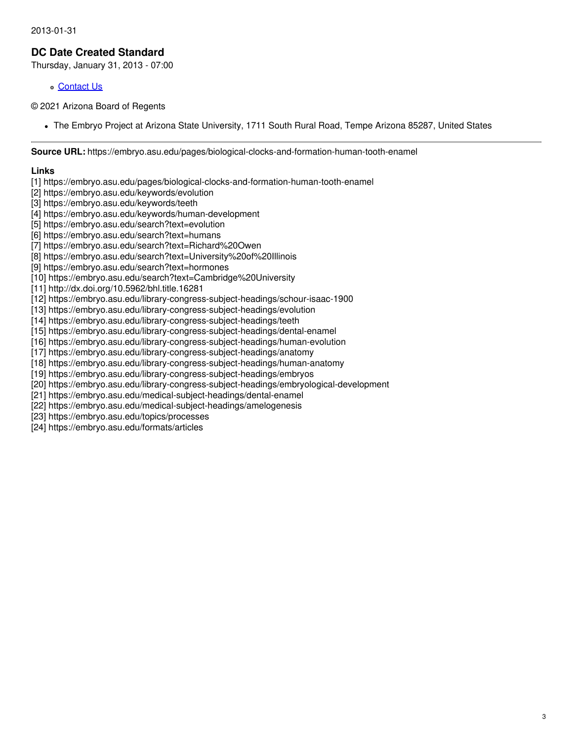2013-01-31

### DC Date Created Standard

Thursday, January 31, 2013 - 07:00

- Contact Us

© 2021 Arizona Board of Regents

- The Embryo Project at Arizona State University, 1711 South Rural Road, Tempe Arizona 85287, United States

---

**Source URL:** https://embryo.asu.edu/pages/biological-clocks-and-formation-human-tooth-enamel

**Links**
[1] https://embryo.asu.edu/pages/biological-clocks-and-formation-human-tooth-enamel
[2] https://embryo.asu.edu/keywords/evolution
[3] https://embryo.asu.edu/keywords/teeth
[4] https://embryo.asu.edu/keywords/human-development
[5] https://embryo.asu.edu/search?text=evolution
[6] https://embryo.asu.edu/search?text=humans
[7] https://embryo.asu.edu/search?text=Richard%20Owen
[8] https://embryo.asu.edu/search?text=University%20of%20Illinois
[9] https://embryo.asu.edu/search?text=hormones
[10] https://embryo.asu.edu/search?text=Cambridge%20University
[11] http://dx.doi.org/10.5962/bhl.title.16281
[12] https://embryo.asu.edu/library-congress-subject-headings/schour-isaac-1900
[13] https://embryo.asu.edu/library-congress-subject-headings/evolution
[14] https://embryo.asu.edu/library-congress-subject-headings/teeth
[15] https://embryo.asu.edu/library-congress-subject-headings/dental-enamel
[16] https://embryo.asu.edu/library-congress-subject-headings/human-evolution
[17] https://embryo.asu.edu/library-congress-subject-headings/anatomy
[18] https://embryo.asu.edu/library-congress-subject-headings/human-anatomy
[19] https://embryo.asu.edu/library-congress-subject-headings/embryos
[20] https://embryo.asu.edu/library-congress-subject-headings/embryological-development
[21] https://embryo.asu.edu/medical-subject-headings/dental-enamel
[22] https://embryo.asu.edu/medical-subject-headings/amelogenesis
[23] https://embryo.asu.edu/topics/processes
[24] https://embryo.asu.edu/formats/articles